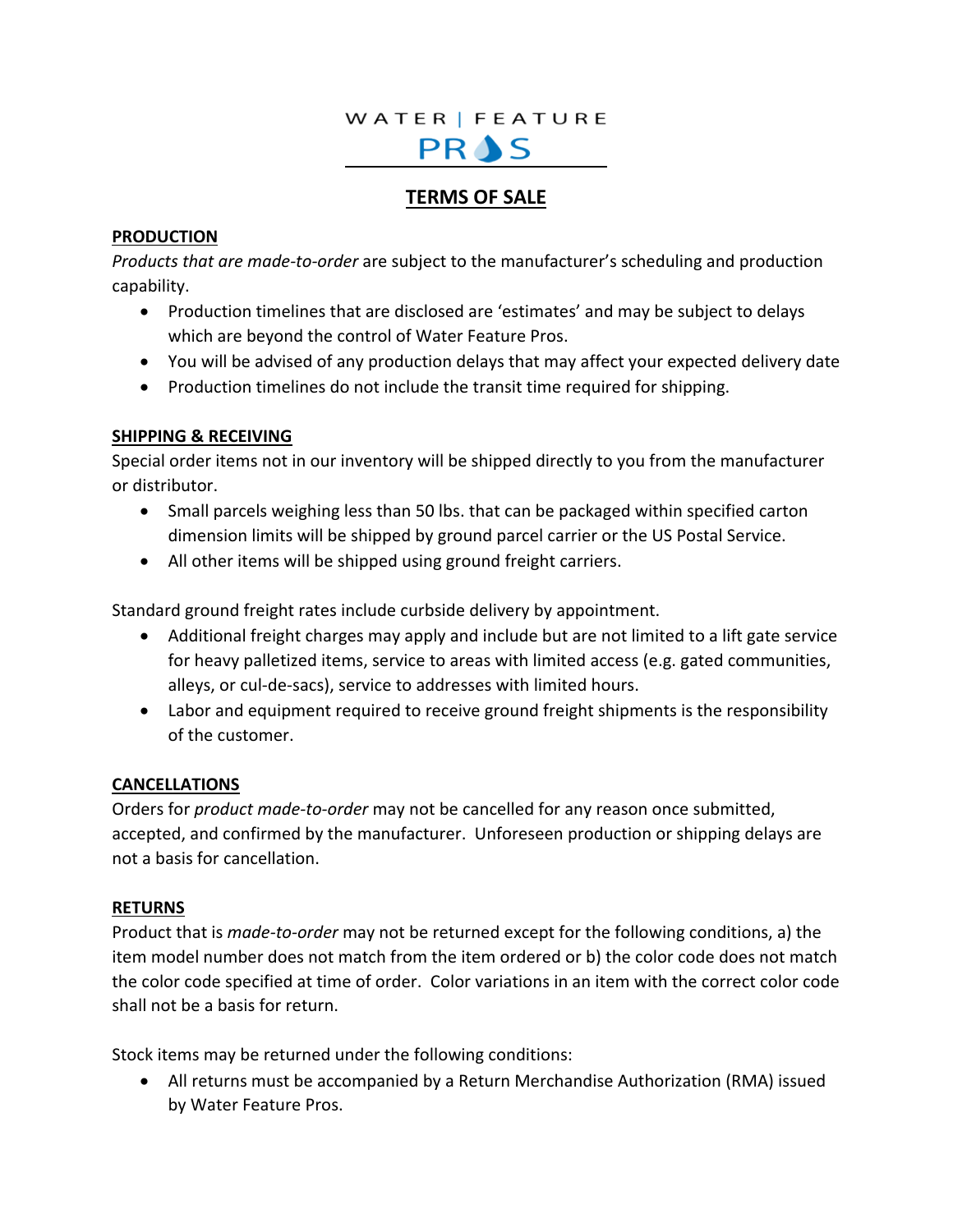WATER | FEATURE

PROS

# TERMS OF SALE

## PRODUCTION

*Products that are made-to-order* are subject to the manufacturer's scheduling and production capability.

- Production timelines that are disclosed are 'estimates' and may be subject to delays which are beyond the control of Water Feature Pros.
- You will be advised of any production delays that may affect your expected delivery date
- Production timelines do not include the transit time required for shipping.

## SHIPPING & RECEIVING

Special order items not in our inventory will be shipped directly to you from the manufacturer or distributor.

- Small parcels weighing less than 50 lbs. that can be packaged within specified carton dimension limits will be shipped by ground parcel carrier or the US Postal Service.
- All other items will be shipped using ground freight carriers.

Standard ground freight rates include curbside delivery by appointment.

- Additional freight charges may apply and include but are not limited to a lift gate service for heavy palletized items, service to areas with limited access (e.g. gated communities, alleys, or cul-de-sacs), service to addresses with limited hours.
- Labor and equipment required to receive ground freight shipments is the responsibility of the customer.

## CANCELLATIONS

Orders for *product made-to-order* may not be cancelled for any reason once submitted, accepted, and confirmed by the manufacturer. Unforeseen production or shipping delays are not a basis for cancellation.

## RETURNS

Product that is *made-to-order* may not be returned except for the following conditions, a) the item model number does not match from the item ordered or b) the color code does not match the color code specified at time of order. Color variations in an item with the correct color code shall not be a basis for return.

Stock items may be returned under the following conditions:

- All returns must be accompanied by a Return Merchandise Authorization (RMA) issued by Water Feature Pros.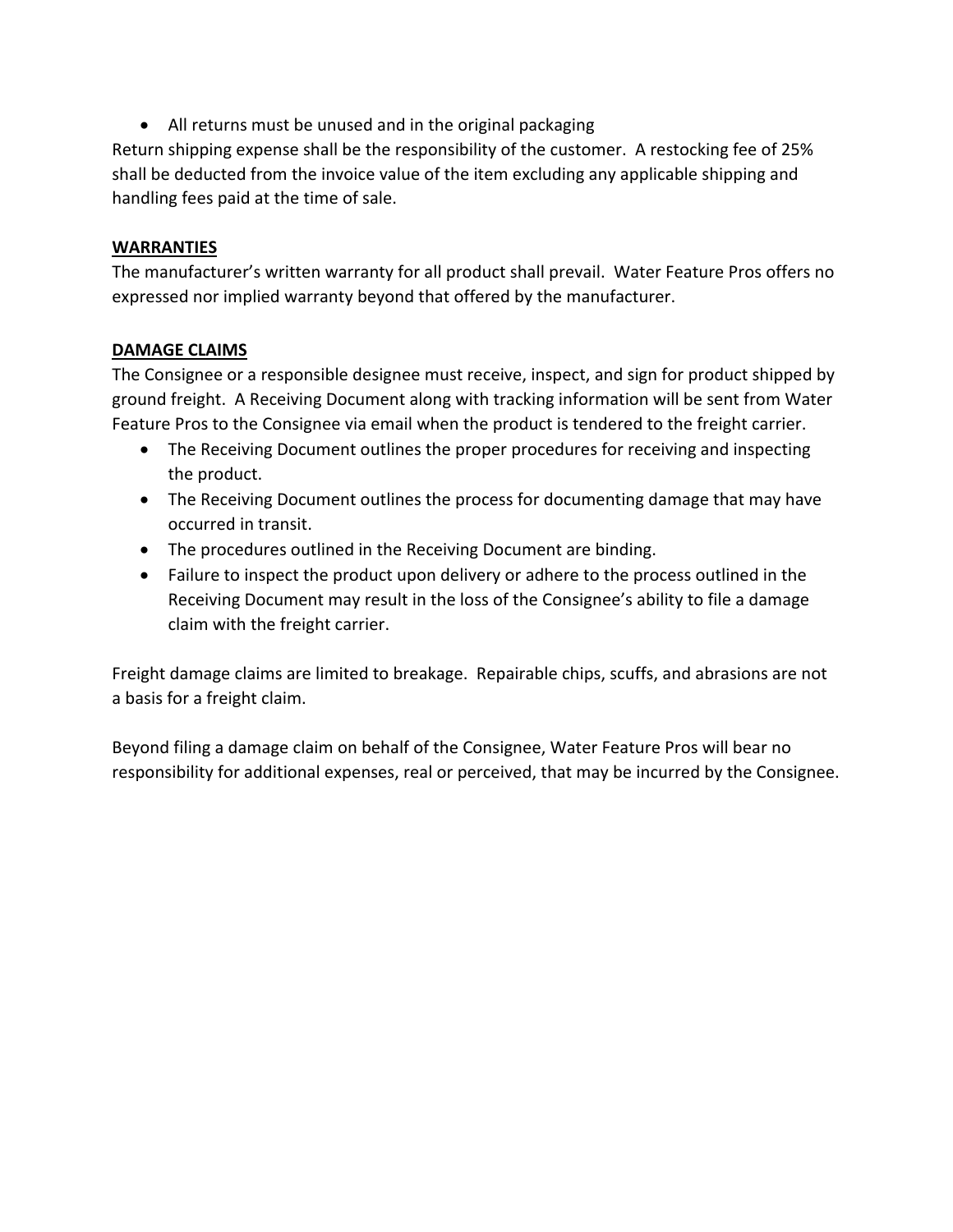- All returns must be unused and in the original packaging

Return shipping expense shall be the responsibility of the customer. A restocking fee of 25% shall be deducted from the invoice value of the item excluding any applicable shipping and handling fees paid at the time of sale.

## WARRANTIES

The manufacturer's written warranty for all product shall prevail. Water Feature Pros offers no expressed nor implied warranty beyond that offered by the manufacturer.

## DAMAGE CLAIMS

The Consignee or a responsible designee must receive, inspect, and sign for product shipped by ground freight. A Receiving Document along with tracking information will be sent from Water Feature Pros to the Consignee via email when the product is tendered to the freight carrier.

- The Receiving Document outlines the proper procedures for receiving and inspecting the product.
- The Receiving Document outlines the process for documenting damage that may have occurred in transit.
- The procedures outlined in the Receiving Document are binding.
- Failure to inspect the product upon delivery or adhere to the process outlined in the Receiving Document may result in the loss of the Consignee's ability to file a damage claim with the freight carrier.

Freight damage claims are limited to breakage. Repairable chips, scuffs, and abrasions are not a basis for a freight claim.

Beyond filing a damage claim on behalf of the Consignee, Water Feature Pros will bear no responsibility for additional expenses, real or perceived, that may be incurred by the Consignee.